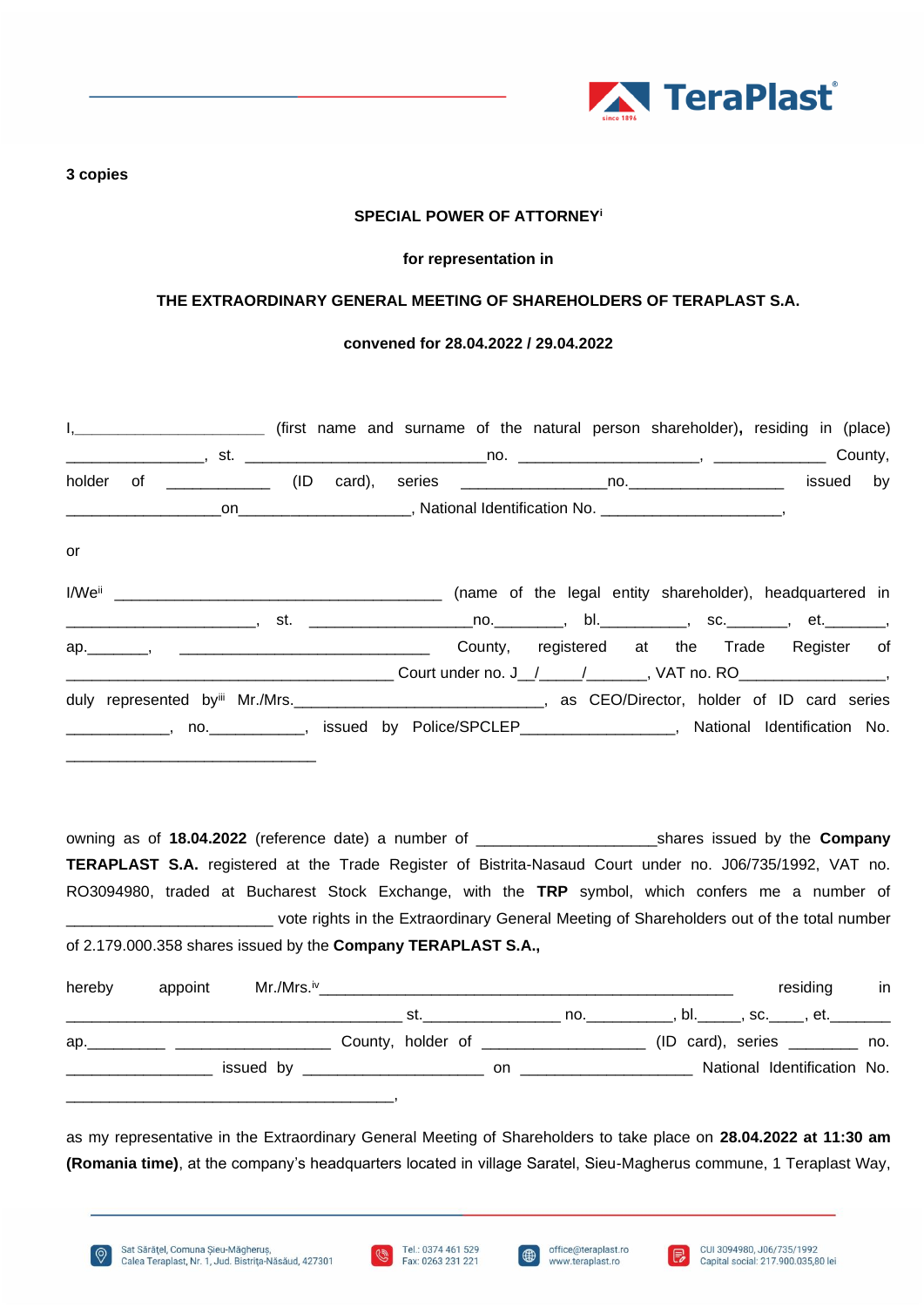**3 copies**

**SPECIAL POWER OF ATTORNEY[i]**

**for representation in**

**THE EXTRAORDINARY GENERAL MEETING OF SHAREHOLDERS OF TERAPLAST S.A.**

**convened for 28.04.2022 / 29.04.2022**

I,______________________ (first name and surname of the natural person shareholder), residing in (place) _______________, st. ___________________________no. ____________________, _____________ County, holder of ___________ (ID card), series _______________no._________________ issued by _________________on___________________, National Identification No. ____________________,

or

I/We[ii] ____________________________________ (name of the legal entity shareholder), headquartered in _____________________, st. __________________no._______, bl._________, sc.______, et.______, ap.______, ____________________________ County, registered at the Trade Register of ____________________________________ Court under no. J__/____/______, VAT no. RO________________, duly represented by[iii] Mr./Mrs.___________________________, as CEO/Director, holder of ID card series ___________, no.__________, issued by Police/SPCLEP_________________, National Identification No. ____________________________

owning as of **18.04.2022** (reference date) a number of ___________________shares issued by the **Company TERAPLAST S.A.** registered at the Trade Register of Bistrita-Nasaud Court under no. J06/735/1992, VAT no. RO3094980, traded at Bucharest Stock Exchange, with the **TRP** symbol, which confers me a number of _______________________ vote rights in the Extraordinary General Meeting of Shareholders out of the total number of 2.179.000.358 shares issued by the **Company TERAPLAST S.A.,**

hereby appoint Mr./Mrs.[iv]_____________________________________________ residing in _____________________________________ st._______________ no.__________, bl._____, sc.____, et._______ ap._________ _________________ County, holder of __________________ (ID card), series ________ no. ________________ issued by ____________________ on ___________________ National Identification No. ______________________________________,

as my representative in the Extraordinary General Meeting of Shareholders to take place on **28.04.2022 at 11:30 am (Romania time)**, at the company's headquarters located in village Saratel, Sieu-Magherus commune, 1 Teraplast Way,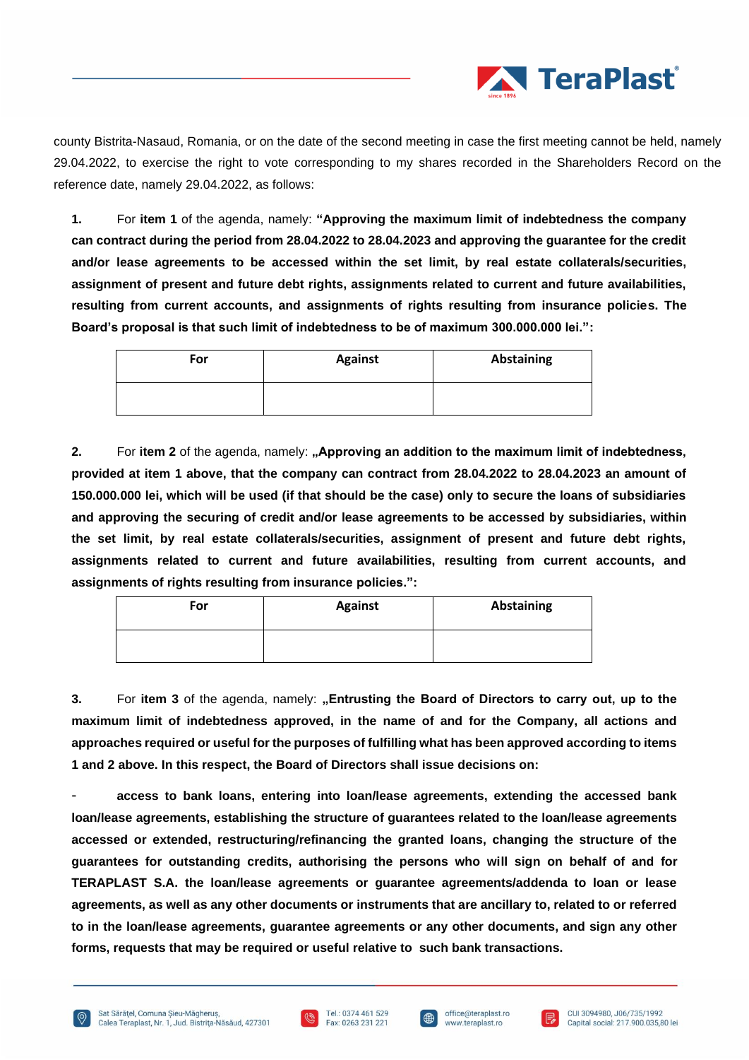county Bistrita-Nasaud, Romania, or on the date of the second meeting in case the first meeting cannot be held, namely 29.04.2022, to exercise the right to vote corresponding to my shares recorded in the Shareholders Record on the reference date, namely 29.04.2022, as follows:

**1.** For **item 1** of the agenda, namely: **"Approving the maximum limit of indebtedness the company can contract during the period from 28.04.2022 to 28.04.2023 and approving the guarantee for the credit and/or lease agreements to be accessed within the set limit, by real estate collaterals/securities, assignment of present and future debt rights, assignments related to current and future availabilities, resulting from current accounts, and assignments of rights resulting from insurance policies. The Board's proposal is that such limit of indebtedness to be of maximum 300.000.000 lei.":**

| For | Against | Abstaining |
|---|---|---|
| | | |

**2.** For **item 2** of the agenda, namely: **„Approving an addition to the maximum limit of indebtedness, provided at item 1 above, that the company can contract from 28.04.2022 to 28.04.2023 an amount of 150.000.000 lei, which will be used (if that should be the case) only to secure the loans of subsidiaries and approving the securing of credit and/or lease agreements to be accessed by subsidiaries, within the set limit, by real estate collaterals/securities, assignment of present and future debt rights, assignments related to current and future availabilities, resulting from current accounts, and assignments of rights resulting from insurance policies.":**

| For | Against | Abstaining |
|---|---|---|
| | | |

**3.** For **item 3** of the agenda, namely: **„Entrusting the Board of Directors to carry out, up to the maximum limit of indebtedness approved, in the name of and for the Company, all actions and approaches required or useful for the purposes of fulfilling what has been approved according to items 1 and 2 above. In this respect, the Board of Directors shall issue decisions on:**

- **access to bank loans, entering into loan/lease agreements, extending the accessed bank loan/lease agreements, establishing the structure of guarantees related to the loan/lease agreements accessed or extended, restructuring/refinancing the granted loans, changing the structure of the guarantees for outstanding credits, authorising the persons who will sign on behalf of and for TERAPLAST S.A. the loan/lease agreements or guarantee agreements/addenda to loan or lease agreements, as well as any other documents or instruments that are ancillary to, related to or referred to in the loan/lease agreements, guarantee agreements or any other documents, and sign any other forms, requests that may be required or useful relative to such bank transactions.**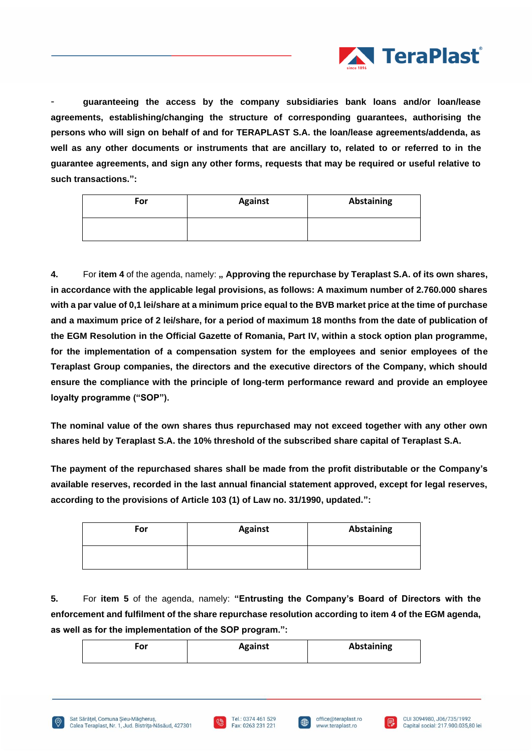- **guaranteeing the access by the company subsidiaries bank loans and/or loan/lease agreements, establishing/changing the structure of corresponding guarantees, authorising the persons who will sign on behalf of and for TERAPLAST S.A. the loan/lease agreements/addenda, as well as any other documents or instruments that are ancillary to, related to or referred to in the guarantee agreements, and sign any other forms, requests that may be required or useful relative to such transactions.":**

| For | Against | Abstaining |
|---|---|---|
| | | |

**4.** For **item 4** of the agenda, namely: **„ Approving the repurchase by Teraplast S.A. of its own shares, in accordance with the applicable legal provisions, as follows: A maximum number of 2.760.000 shares with a par value of 0,1 lei/share at a minimum price equal to the BVB market price at the time of purchase and a maximum price of 2 lei/share, for a period of maximum 18 months from the date of publication of the EGM Resolution in the Official Gazette of Romania, Part IV, within a stock option plan programme, for the implementation of a compensation system for the employees and senior employees of the Teraplast Group companies, the directors and the executive directors of the Company, which should ensure the compliance with the principle of long-term performance reward and provide an employee loyalty programme ("SOP").**

**The nominal value of the own shares thus repurchased may not exceed together with any other own shares held by Teraplast S.A. the 10% threshold of the subscribed share capital of Teraplast S.A.**

**The payment of the repurchased shares shall be made from the profit distributable or the Company's available reserves, recorded in the last annual financial statement approved, except for legal reserves, according to the provisions of Article 103 (1) of Law no. 31/1990, updated.":**

| For | Against | Abstaining |
|---|---|---|
| | | |

**5.** For **item 5** of the agenda, namely: **"Entrusting the Company's Board of Directors with the enforcement and fulfilment of the share repurchase resolution according to item 4 of the EGM agenda, as well as for the implementation of the SOP program.":**

| For | Against | Abstaining |
|---|---|---|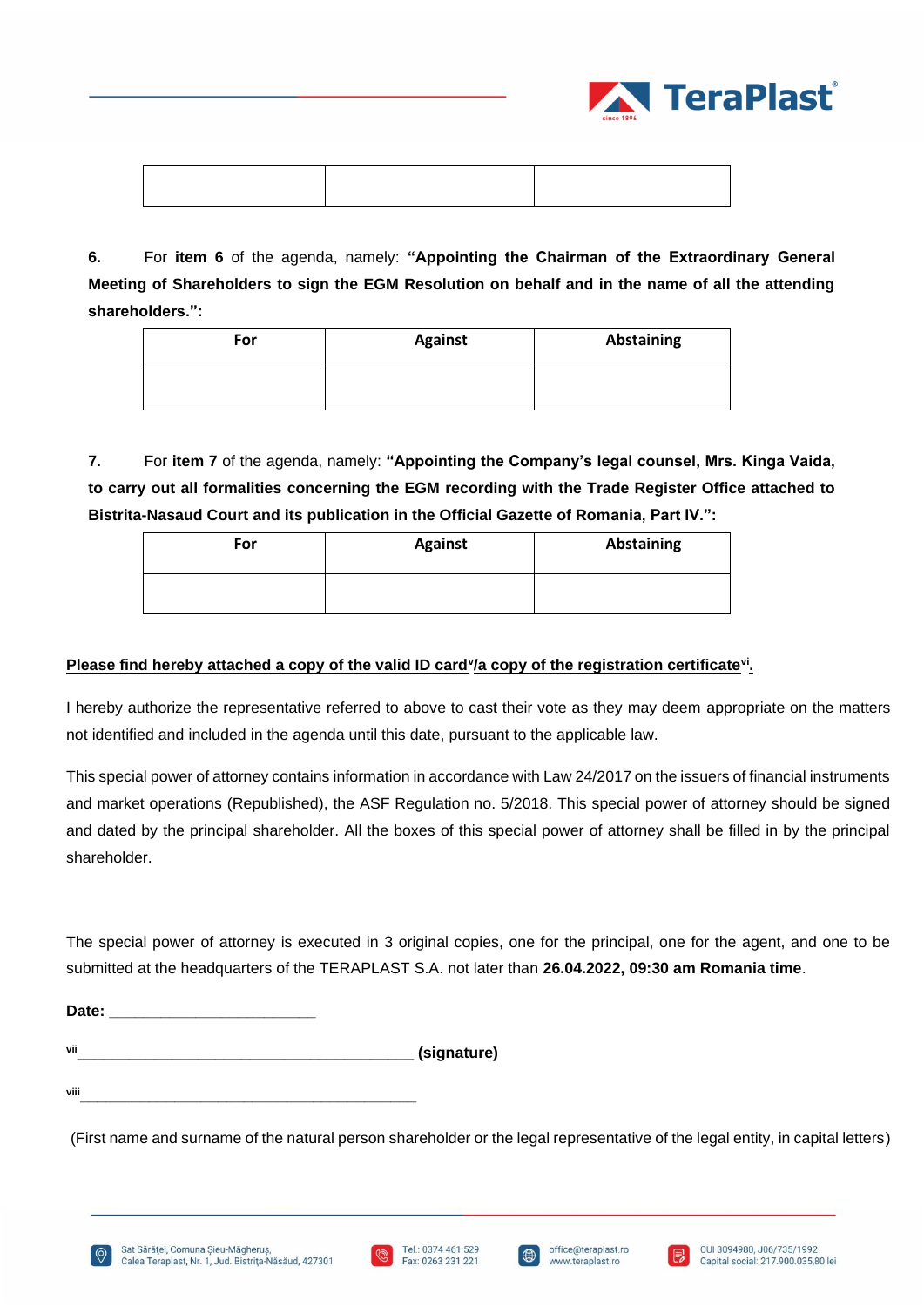| | | |
|---|---|---|
| | | |

**6.** For **item 6** of the agenda, namely: **"Appointing the Chairman of the Extraordinary General Meeting of Shareholders to sign the EGM Resolution on behalf and in the name of all the attending shareholders.":**

| For | Against | Abstaining |
|---|---|---|
| | | |

**7.** For **item 7** of the agenda, namely: **"Appointing the Company's legal counsel, Mrs. Kinga Vaida, to carry out all formalities concerning the EGM recording with the Trade Register Office attached to Bistrita-Nasaud Court and its publication in the Official Gazette of Romania, Part IV.":**

| For | Against | Abstaining |
|---|---|---|
| | | |

**Please find hereby attached a copy of the valid ID card[v]/a copy of the registration certificate[vi].**

I hereby authorize the representative referred to above to cast their vote as they may deem appropriate on the matters not identified and included in the agenda until this date, pursuant to the applicable law.

This special power of attorney contains information in accordance with Law 24/2017 on the issuers of financial instruments and market operations (Republished), the ASF Regulation no. 5/2018. This special power of attorney should be signed and dated by the principal shareholder. All the boxes of this special power of attorney shall be filled in by the principal shareholder.

The special power of attorney is executed in 3 original copies, one for the principal, one for the agent, and one to be submitted at the headquarters of the TERAPLAST S.A. not later than **26.04.2022, 09:30 am Romania time**.

**Date:** ________________________

[vii]__________________________________________ **(signature)**

[viii]__________________________________________

(First name and surname of the natural person shareholder or the legal representative of the legal entity, in capital letters)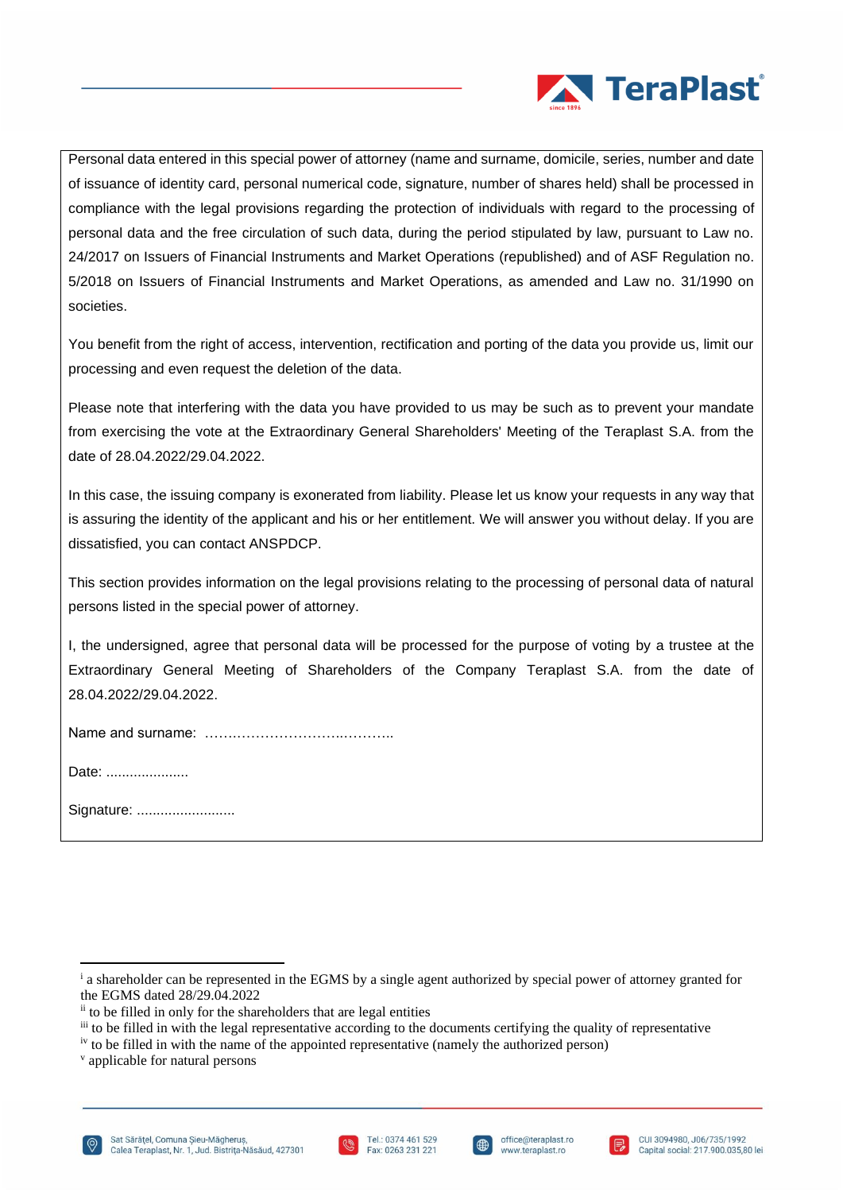Personal data entered in this special power of attorney (name and surname, domicile, series, number and date of issuance of identity card, personal numerical code, signature, number of shares held) shall be processed in compliance with the legal provisions regarding the protection of individuals with regard to the processing of personal data and the free circulation of such data, during the period stipulated by law, pursuant to Law no. 24/2017 on Issuers of Financial Instruments and Market Operations (republished) and of ASF Regulation no. 5/2018 on Issuers of Financial Instruments and Market Operations, as amended and Law no. 31/1990 on societies.

You benefit from the right of access, intervention, rectification and porting of the data you provide us, limit our processing and even request the deletion of the data.

Please note that interfering with the data you have provided to us may be such as to prevent your mandate from exercising the vote at the Extraordinary General Shareholders' Meeting of the Teraplast S.A. from the date of 28.04.2022/29.04.2022.

In this case, the issuing company is exonerated from liability. Please let us know your requests in any way that is assuring the identity of the applicant and his or her entitlement. We will answer you without delay. If you are dissatisfied, you can contact ANSPDCP.

This section provides information on the legal provisions relating to the processing of personal data of natural persons listed in the special power of attorney.

I, the undersigned, agree that personal data will be processed for the purpose of voting by a trustee at the Extraordinary General Meeting of Shareholders of the Company Teraplast S.A. from the date of 28.04.2022/29.04.2022.

Name and surname: ……………………..………..

Date: .....................

Signature: .........................

---

[i] a shareholder can be represented in the EGMS by a single agent authorized by special power of attorney granted for the EGMS dated 28/29.04.2022

[ii] to be filled in only for the shareholders that are legal entities

[iii] to be filled in with the legal representative according to the documents certifying the quality of representative

[iv] to be filled in with the name of the appointed representative (namely the authorized person)

[v] applicable for natural persons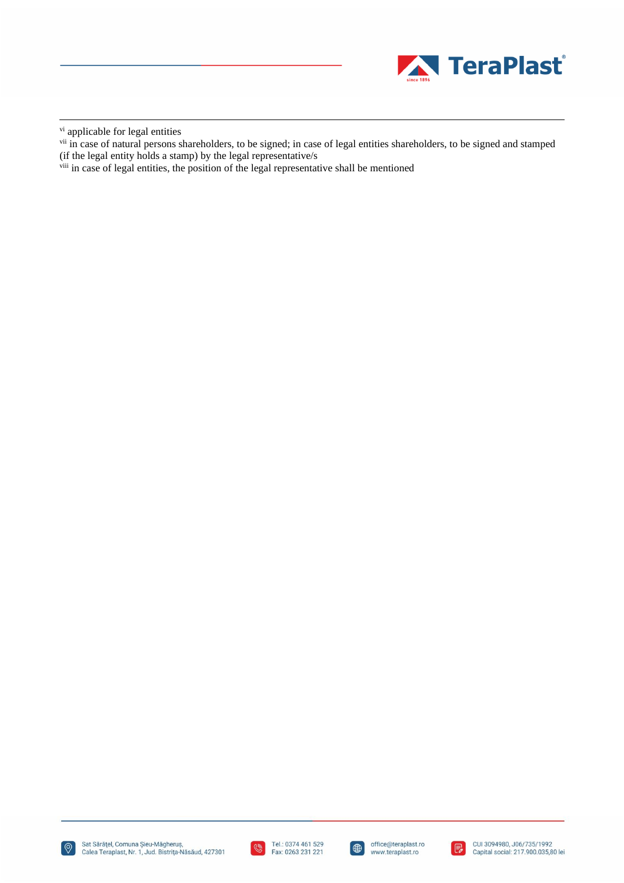[vi] applicable for legal entities

[vii] in case of natural persons shareholders, to be signed; in case of legal entities shareholders, to be signed and stamped (if the legal entity holds a stamp) by the legal representative/s

[viii] in case of legal entities, the position of the legal representative shall be mentioned